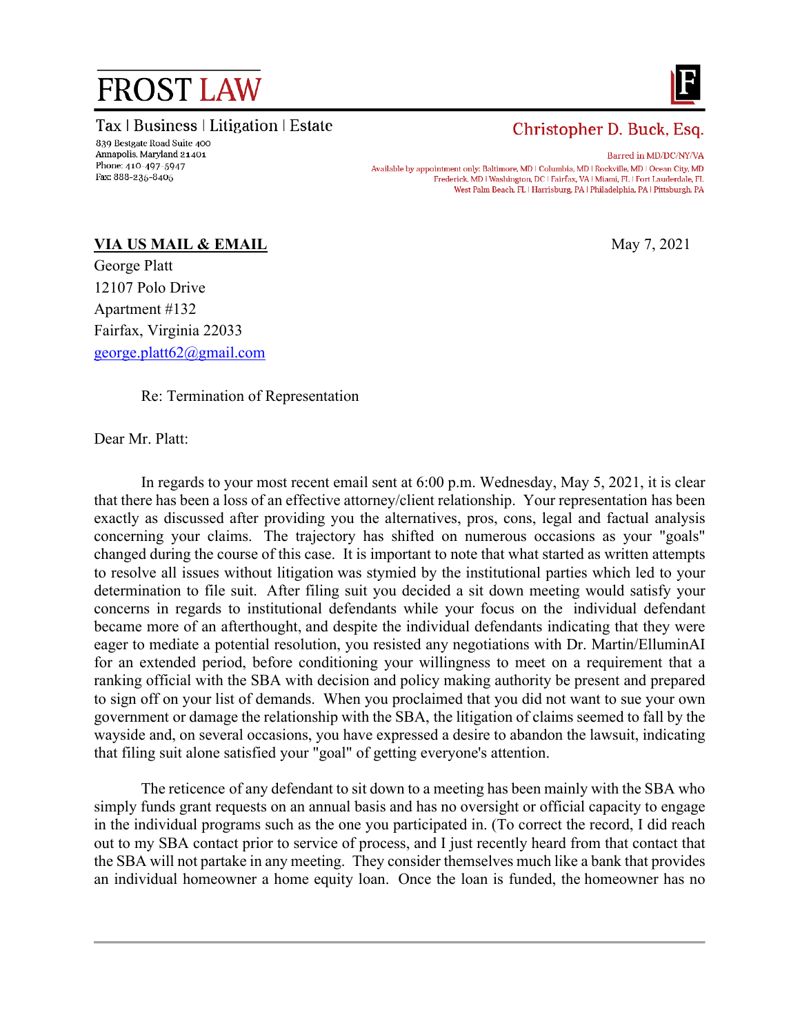# FROST LAW

Tax | Business | Litigation | Estate

839 Bestgate Road Suite 400
Annapolis, Maryland 21401
Phone: 410-497-5947
Fax: 888-236-8406

**Christopher D. Buck, Esq.**

Barred in MD/DC/NY/VA

Available by appointment only: Baltimore, MD | Columbia, MD | Rockville, MD | Ocean City, MD
Frederick, MD | Washington, DC | Fairfax, VA | Miami, FL | Fort Lauderdale, FL
West Palm Beach, FL | Harrisburg, PA | Philadelphia, PA | Pittsburgh, PA

**VIA US MAIL & EMAIL**

May 7, 2021

George Platt
12107 Polo Drive
Apartment #132
Fairfax, Virginia 22033
george.platt62@gmail.com

Re: Termination of Representation

Dear Mr. Platt:

In regards to your most recent email sent at 6:00 p.m. Wednesday, May 5, 2021, it is clear that there has been a loss of an effective attorney/client relationship. Your representation has been exactly as discussed after providing you the alternatives, pros, cons, legal and factual analysis concerning your claims. The trajectory has shifted on numerous occasions as your "goals" changed during the course of this case. It is important to note that what started as written attempts to resolve all issues without litigation was stymied by the institutional parties which led to your determination to file suit. After filing suit you decided a sit down meeting would satisfy your concerns in regards to institutional defendants while your focus on the individual defendant became more of an afterthought, and despite the individual defendants indicating that they were eager to mediate a potential resolution, you resisted any negotiations with Dr. Martin/ElluminAI for an extended period, before conditioning your willingness to meet on a requirement that a ranking official with the SBA with decision and policy making authority be present and prepared to sign off on your list of demands. When you proclaimed that you did not want to sue your own government or damage the relationship with the SBA, the litigation of claims seemed to fall by the wayside and, on several occasions, you have expressed a desire to abandon the lawsuit, indicating that filing suit alone satisfied your "goal" of getting everyone's attention.

The reticence of any defendant to sit down to a meeting has been mainly with the SBA who simply funds grant requests on an annual basis and has no oversight or official capacity to engage in the individual programs such as the one you participated in. (To correct the record, I did reach out to my SBA contact prior to service of process, and I just recently heard from that contact that the SBA will not partake in any meeting. They consider themselves much like a bank that provides an individual homeowner a home equity loan. Once the loan is funded, the homeowner has no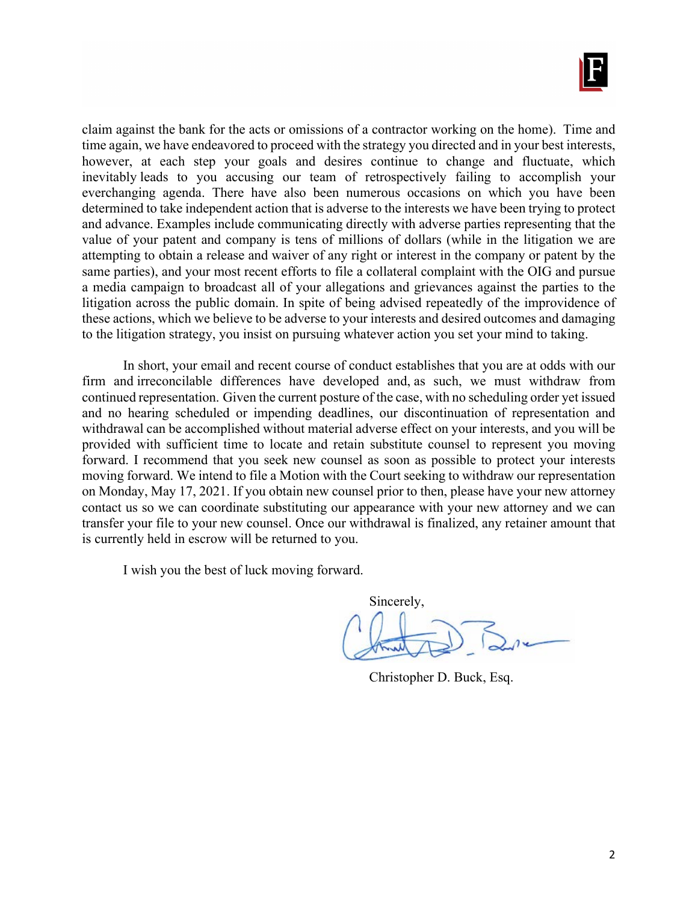claim against the bank for the acts or omissions of a contractor working on the home). Time and time again, we have endeavored to proceed with the strategy you directed and in your best interests, however, at each step your goals and desires continue to change and fluctuate, which inevitably leads to you accusing our team of retrospectively failing to accomplish your everchanging agenda. There have also been numerous occasions on which you have been determined to take independent action that is adverse to the interests we have been trying to protect and advance. Examples include communicating directly with adverse parties representing that the value of your patent and company is tens of millions of dollars (while in the litigation we are attempting to obtain a release and waiver of any right or interest in the company or patent by the same parties), and your most recent efforts to file a collateral complaint with the OIG and pursue a media campaign to broadcast all of your allegations and grievances against the parties to the litigation across the public domain. In spite of being advised repeatedly of the improvidence of these actions, which we believe to be adverse to your interests and desired outcomes and damaging to the litigation strategy, you insist on pursuing whatever action you set your mind to taking.

In short, your email and recent course of conduct establishes that you are at odds with our firm and irreconcilable differences have developed and, as such, we must withdraw from continued representation. Given the current posture of the case, with no scheduling order yet issued and no hearing scheduled or impending deadlines, our discontinuation of representation and withdrawal can be accomplished without material adverse effect on your interests, and you will be provided with sufficient time to locate and retain substitute counsel to represent you moving forward. I recommend that you seek new counsel as soon as possible to protect your interests moving forward. We intend to file a Motion with the Court seeking to withdraw our representation on Monday, May 17, 2021. If you obtain new counsel prior to then, please have your new attorney contact us so we can coordinate substituting our appearance with your new attorney and we can transfer your file to your new counsel. Once our withdrawal is finalized, any retainer amount that is currently held in escrow will be returned to you.

I wish you the best of luck moving forward.

Sincerely,

Christopher D. Buck, Esq.